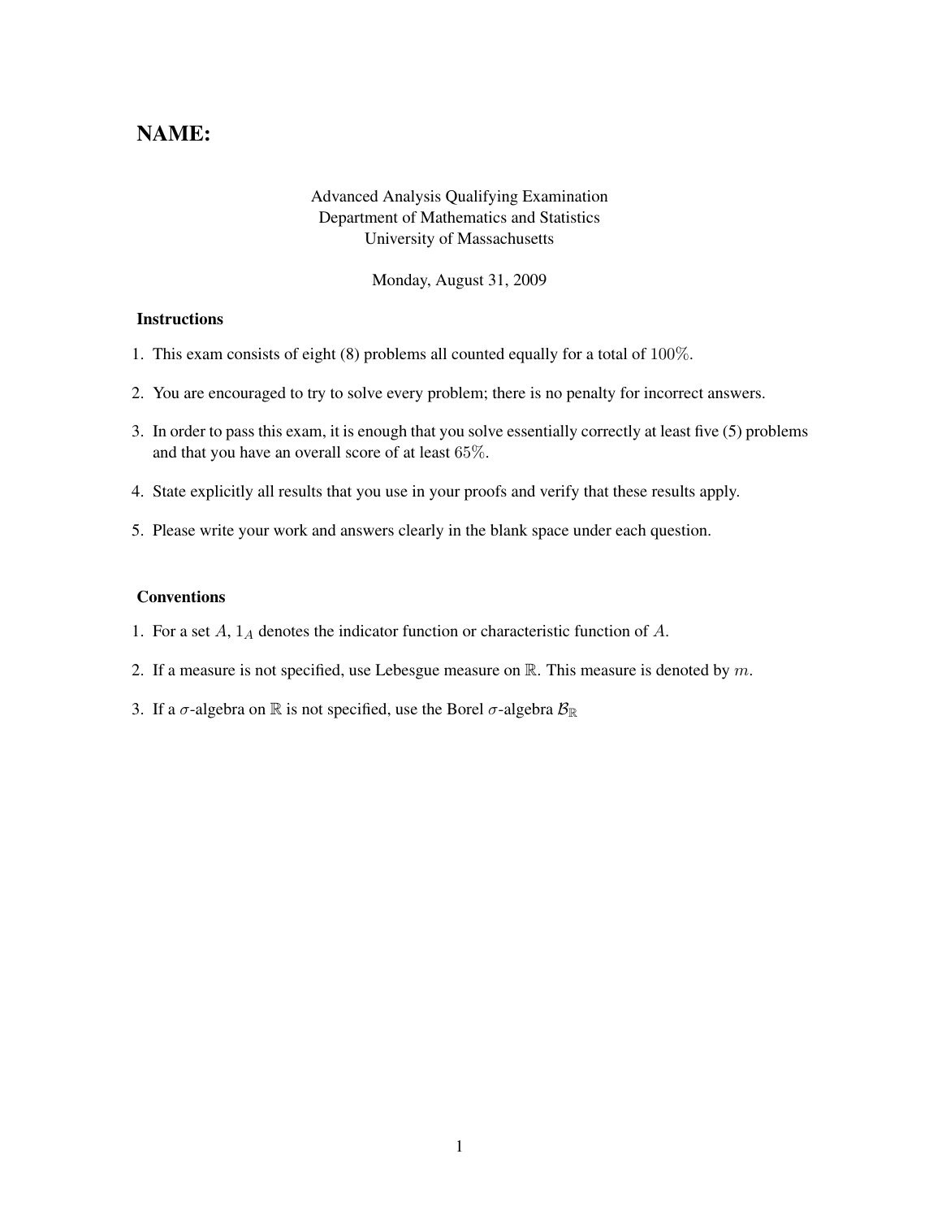# NAME:

Advanced Analysis Qualifying Examination
Department of Mathematics and Statistics
University of Massachusetts

Monday, August 31, 2009

### Instructions

1. This exam consists of eight (8) problems all counted equally for a total of $100\%$.
2. You are encouraged to try to solve every problem; there is no penalty for incorrect answers.
3. In order to pass this exam, it is enough that you solve essentially correctly at least five (5) problems and that you have an overall score of at least $65\%$.
4. State explicitly all results that you use in your proofs and verify that these results apply.
5. Please write your work and answers clearly in the blank space under each question.

### Conventions

1. For a set $A$, $1_A$ denotes the indicator function or characteristic function of $A$.
2. If a measure is not specified, use Lebesgue measure on $\mathbb{R}$. This measure is denoted by $m$.
3. If a $\sigma$-algebra on $\mathbb{R}$ is not specified, use the Borel $\sigma$-algebra $\mathcal{B}_{\mathbb{R}}$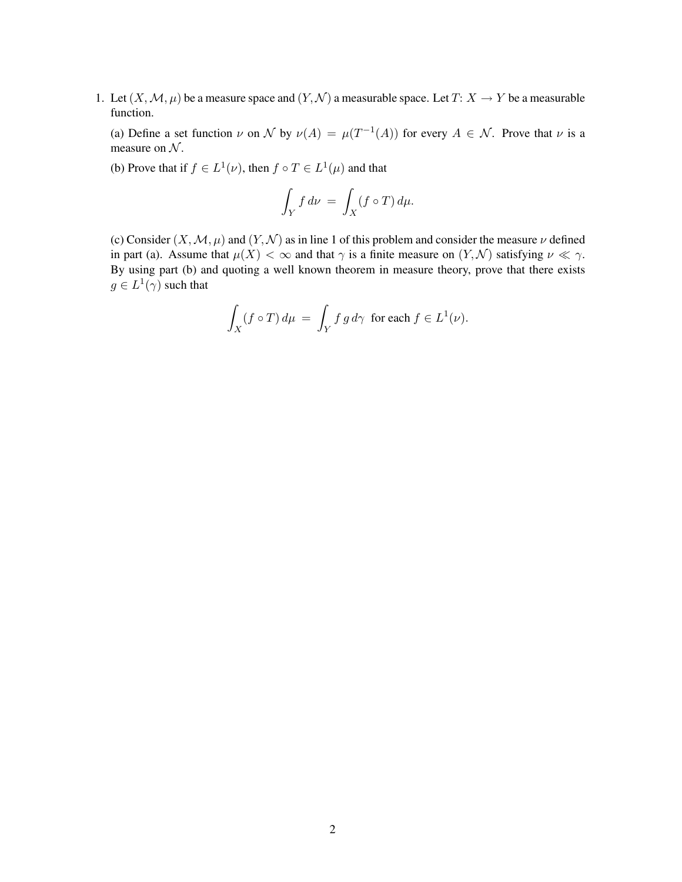1. Let $(X, \mathcal{M}, \mu)$ be a measure space and $(Y, \mathcal{N})$ a measurable space. Let $T\colon X \to Y$ be a measurable function.

   (a) Define a set function $\nu$ on $\mathcal{N}$ by $\nu(A) = \mu(T^{-1}(A))$ for every $A \in \mathcal{N}$. Prove that $\nu$ is a measure on $\mathcal{N}$.

   (b) Prove that if $f \in L^1(\nu)$, then $f \circ T \in L^1(\mu)$ and that

   $$\int_Y f \, d\nu \;=\; \int_X (f \circ T) \, d\mu.$$

   (c) Consider $(X, \mathcal{M}, \mu)$ and $(Y, \mathcal{N})$ as in line 1 of this problem and consider the measure $\nu$ defined in part (a). Assume that $\mu(X) < \infty$ and that $\gamma$ is a finite measure on $(Y, \mathcal{N})$ satisfying $\nu \ll \gamma$. By using part (b) and quoting a well known theorem in measure theory, prove that there exists $g \in L^1(\gamma)$ such that

   $$\int_X (f \circ T) \, d\mu \;=\; \int_Y f \, g \, d\gamma \;\text{ for each } f \in L^1(\nu).$$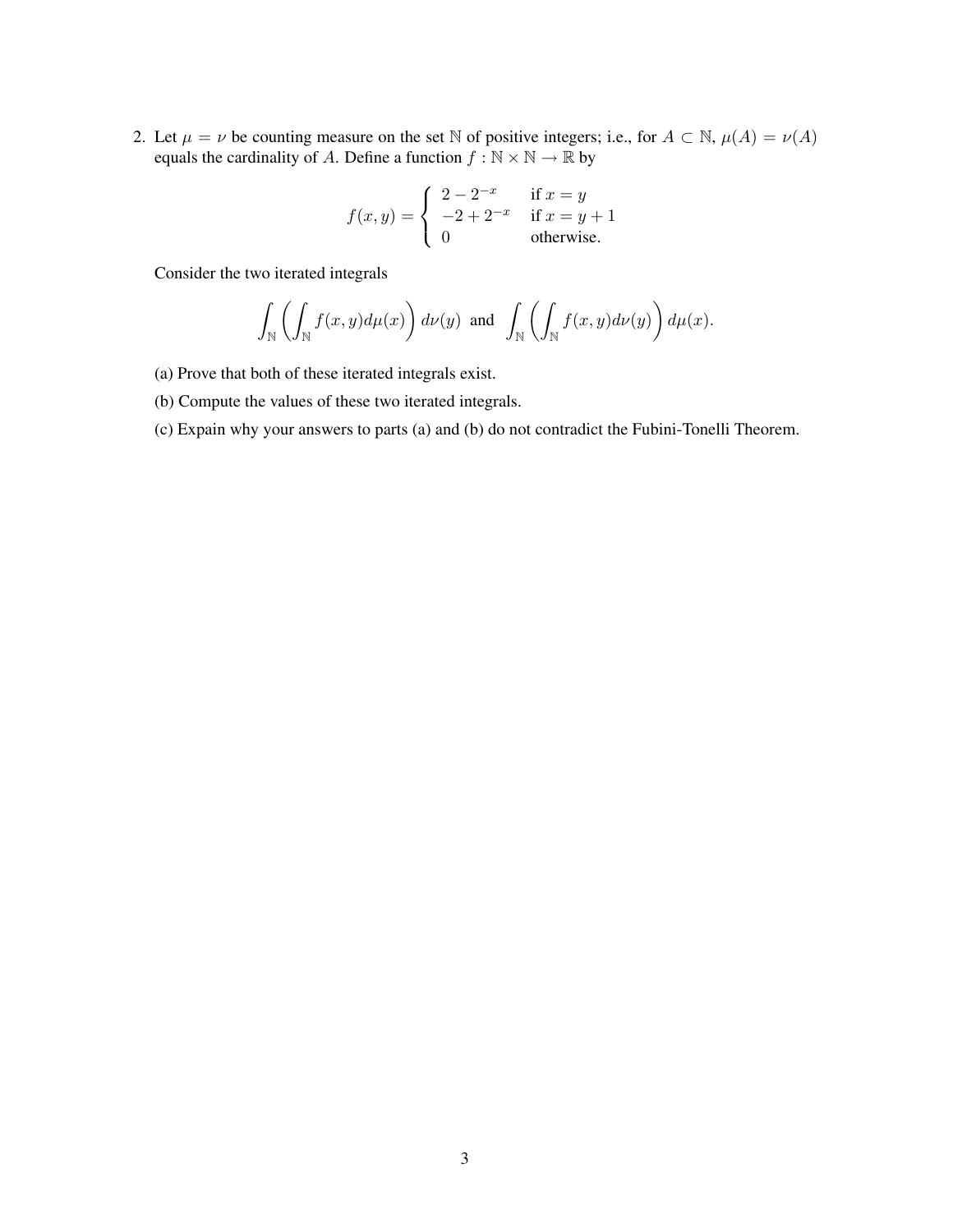2. Let $\mu = \nu$ be counting measure on the set $\mathbb{N}$ of positive integers; i.e., for $A \subset \mathbb{N}$, $\mu(A) = \nu(A)$ equals the cardinality of $A$. Define a function $f : \mathbb{N} \times \mathbb{N} \to \mathbb{R}$ by

$$f(x, y) = \begin{cases} 2 - 2^{-x} & \text{if } x = y \\ -2 + 2^{-x} & \text{if } x = y + 1 \\ 0 & \text{otherwise.} \end{cases}$$

Consider the two iterated integrals

$$\int_{\mathbb{N}} \left( \int_{\mathbb{N}} f(x, y) d\mu(x) \right) d\nu(y) \text{ and } \int_{\mathbb{N}} \left( \int_{\mathbb{N}} f(x, y) d\nu(y) \right) d\mu(x).$$

(a) Prove that both of these iterated integrals exist.

(b) Compute the values of these two iterated integrals.

(c) Expain why your answers to parts (a) and (b) do not contradict the Fubini-Tonelli Theorem.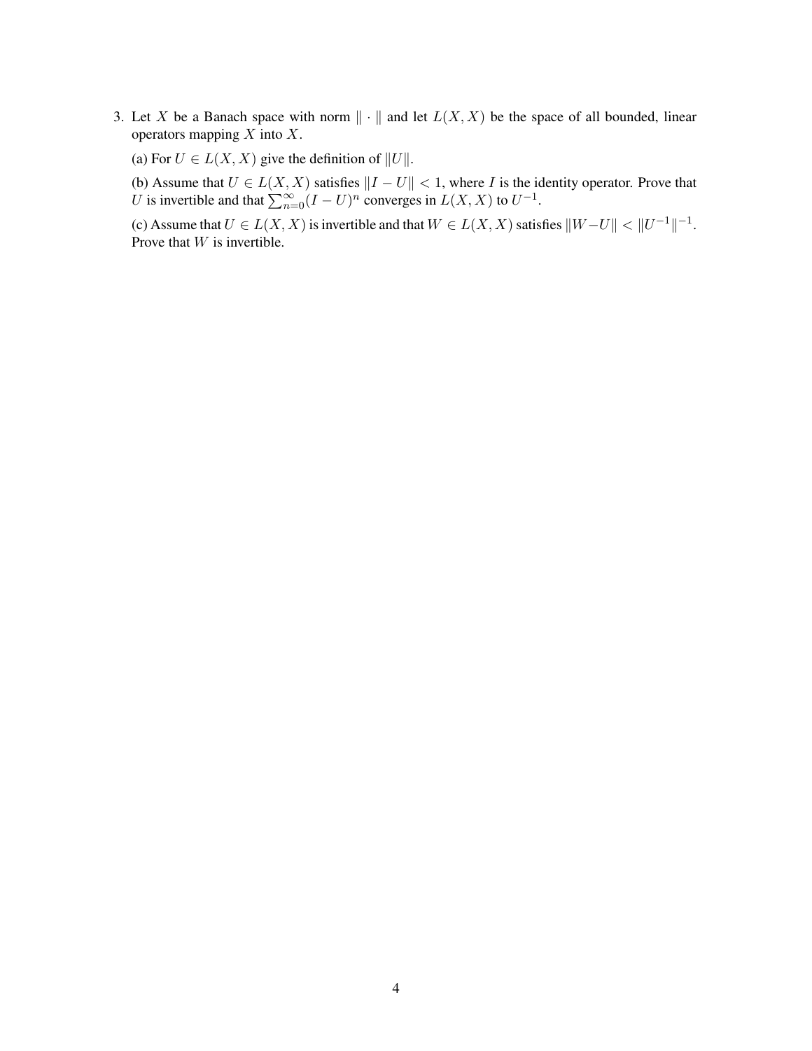3. Let $X$ be a Banach space with norm $\| \cdot \|$ and let $L(X, X)$ be the space of all bounded, linear operators mapping $X$ into $X$.

   (a) For $U \in L(X, X)$ give the definition of $\|U\|$.

   (b) Assume that $U \in L(X, X)$ satisfies $\|I - U\| < 1$, where $I$ is the identity operator. Prove that $U$ is invertible and that $\sum_{n=0}^{\infty}(I - U)^n$ converges in $L(X, X)$ to $U^{-1}$.

   (c) Assume that $U \in L(X, X)$ is invertible and that $W \in L(X, X)$ satisfies $\|W - U\| < \|U^{-1}\|^{-1}$. Prove that $W$ is invertible.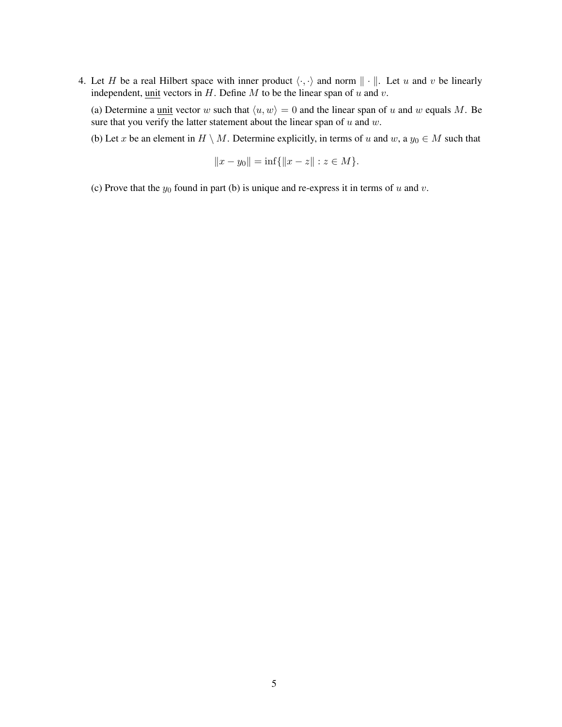4. Let $H$ be a real Hilbert space with inner product $\langle \cdot, \cdot \rangle$ and norm $\| \cdot \|$. Let $u$ and $v$ be linearly independent, unit vectors in $H$. Define $M$ to be the linear span of $u$ and $v$.

(a) Determine a unit vector $w$ such that $\langle u, w \rangle = 0$ and the linear span of $u$ and $w$ equals $M$. Be sure that you verify the latter statement about the linear span of $u$ and $w$.

(b) Let $x$ be an element in $H \setminus M$. Determine explicitly, in terms of $u$ and $w$, a $y_0 \in M$ such that

$$\|x - y_0\| = \inf\{\|x - z\| : z \in M\}.$$

(c) Prove that the $y_0$ found in part (b) is unique and re-express it in terms of $u$ and $v$.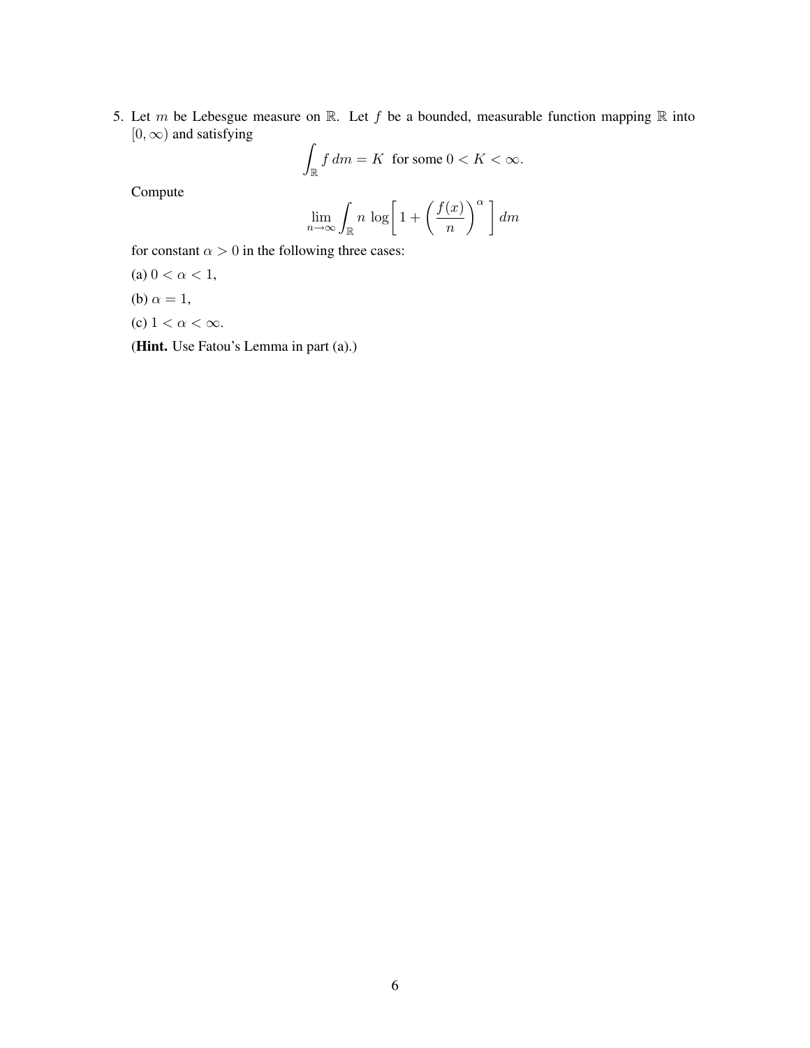5. Let $m$ be Lebesgue measure on $\mathbb{R}$. Let $f$ be a bounded, measurable function mapping $\mathbb{R}$ into $[0, \infty)$ and satisfying

$$\int_{\mathbb{R}} f \, dm = K \text{ for some } 0 < K < \infty.$$

Compute

$$\lim_{n \to \infty} \int_{\mathbb{R}} n \log\left[ 1 + \left( \frac{f(x)}{n} \right)^{\alpha} \right] dm$$

for constant $\alpha > 0$ in the following three cases:

(a) $0 < \alpha < 1$,

(b) $\alpha = 1$,

(c) $1 < \alpha < \infty$.

(**Hint.** Use Fatou's Lemma in part (a).)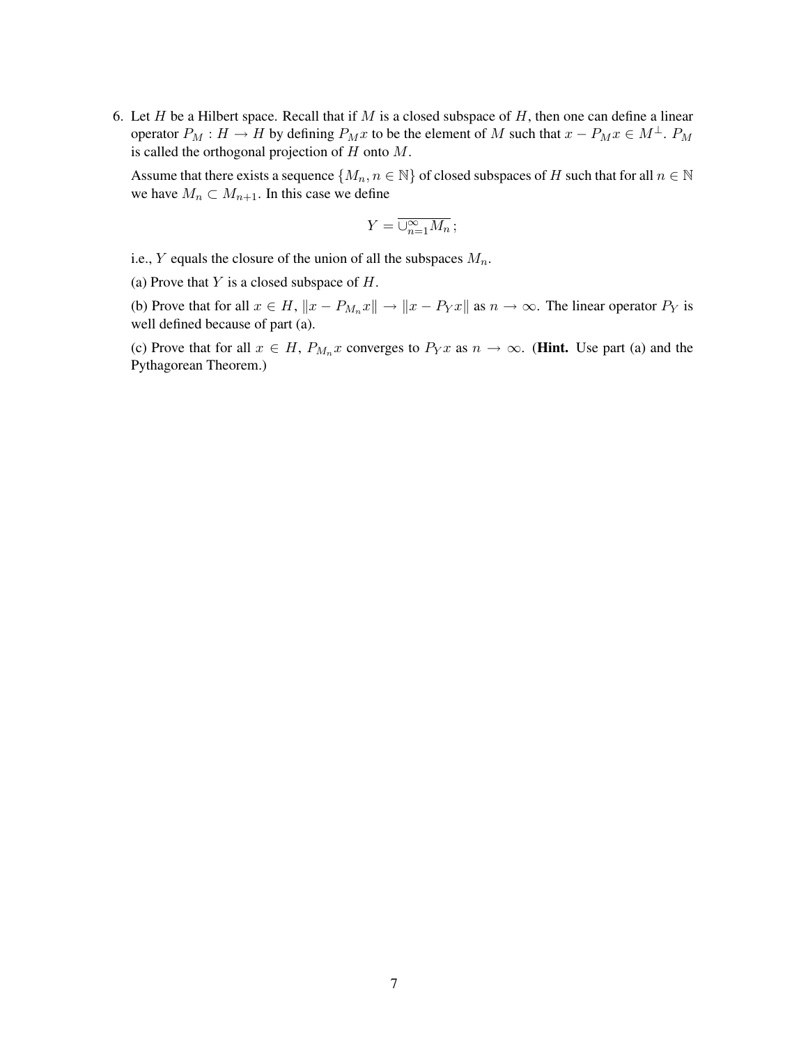6. Let $H$ be a Hilbert space. Recall that if $M$ is a closed subspace of $H$, then one can define a linear operator $P_M : H \to H$ by defining $P_M x$ to be the element of $M$ such that $x - P_M x \in M^\perp$. $P_M$ is called the orthogonal projection of $H$ onto $M$.

   Assume that there exists a sequence $\{M_n, n \in \mathbb{N}\}$ of closed subspaces of $H$ such that for all $n \in \mathbb{N}$ we have $M_n \subset M_{n+1}$. In this case we define

   $$Y = \overline{\cup_{n=1}^{\infty} M_n}\,;$$

   i.e., $Y$ equals the closure of the union of all the subspaces $M_n$.

   (a) Prove that $Y$ is a closed subspace of $H$.

   (b) Prove that for all $x \in H$, $\|x - P_{M_n} x\| \to \|x - P_Y x\|$ as $n \to \infty$. The linear operator $P_Y$ is well defined because of part (a).

   (c) Prove that for all $x \in H$, $P_{M_n} x$ converges to $P_Y x$ as $n \to \infty$. (**Hint.** Use part (a) and the Pythagorean Theorem.)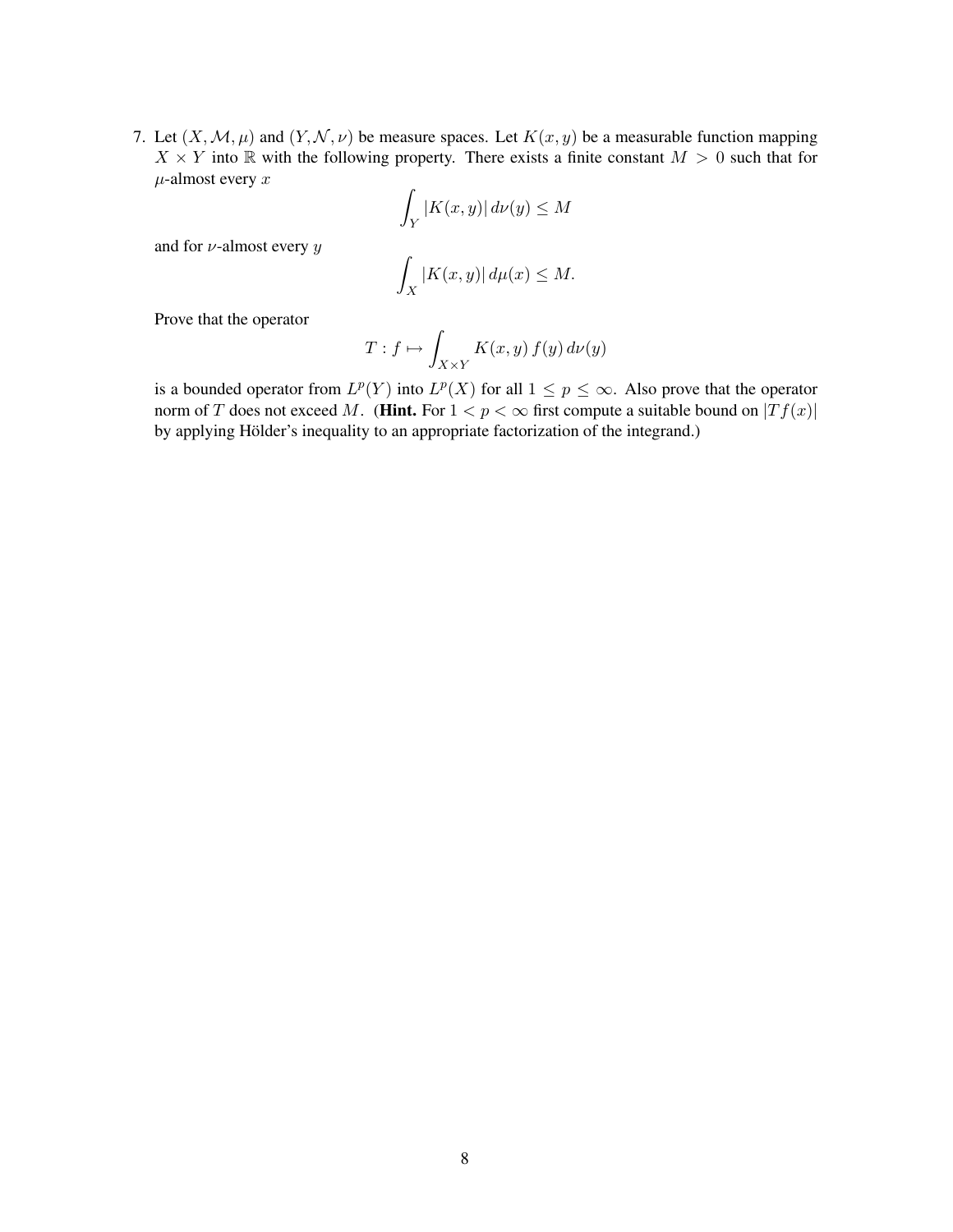7. Let $(X, \mathcal{M}, \mu)$ and $(Y, \mathcal{N}, \nu)$ be measure spaces. Let $K(x, y)$ be a measurable function mapping $X \times Y$ into $\mathbb{R}$ with the following property. There exists a finite constant $M > 0$ such that for $\mu$-almost every $x$

$$\int_Y |K(x, y)| \, d\nu(y) \leq M$$

and for $\nu$-almost every $y$

$$\int_X |K(x, y)| \, d\mu(x) \leq M.$$

Prove that the operator

$$T : f \mapsto \int_{X \times Y} K(x, y) \, f(y) \, d\nu(y)$$

is a bounded operator from $L^p(Y)$ into $L^p(X)$ for all $1 \leq p \leq \infty$. Also prove that the operator norm of $T$ does not exceed $M$. (**Hint.** For $1 < p < \infty$ first compute a suitable bound on $|Tf(x)|$ by applying Hölder's inequality to an appropriate factorization of the integrand.)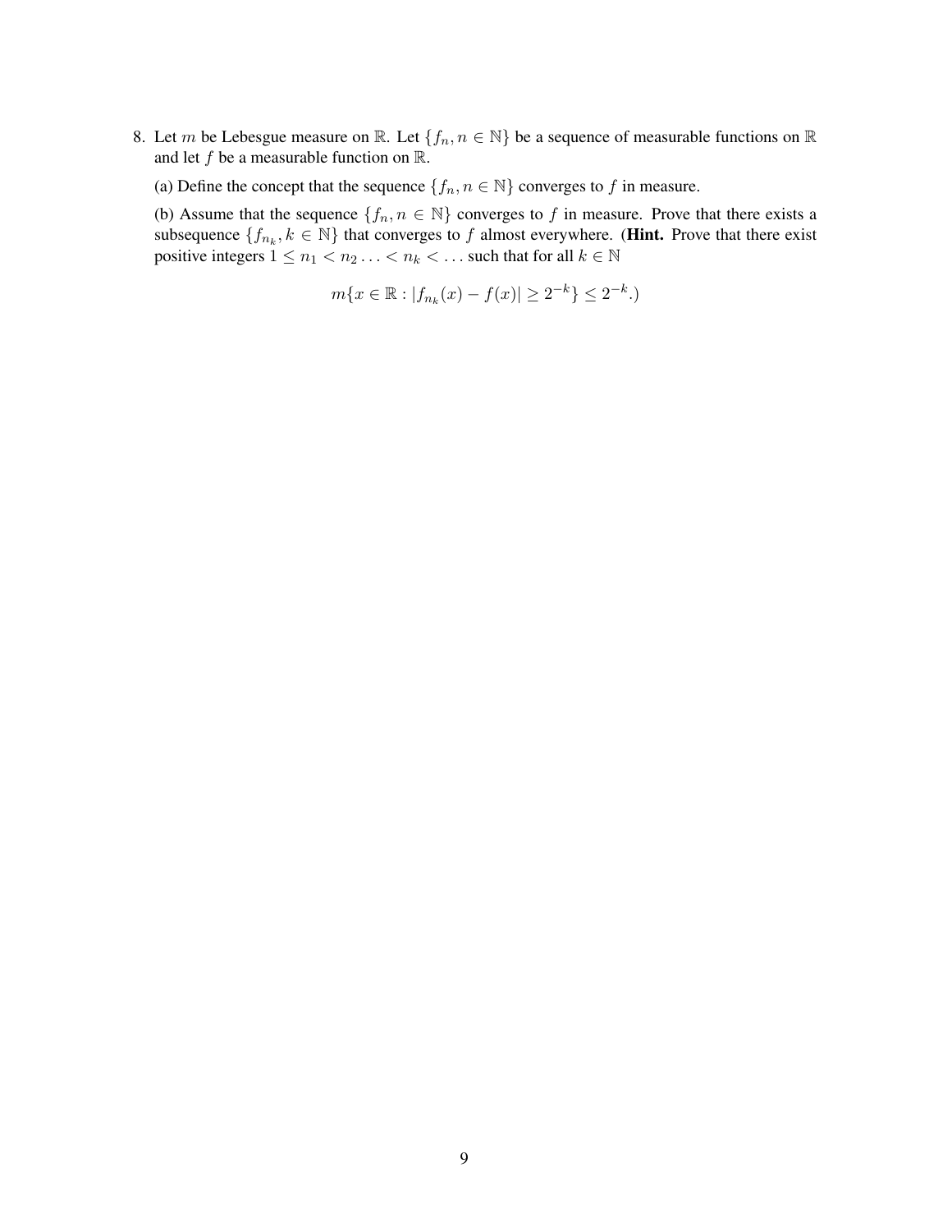8. Let $m$ be Lebesgue measure on $\mathbb{R}$. Let $\{f_n, n \in \mathbb{N}\}$ be a sequence of measurable functions on $\mathbb{R}$ and let $f$ be a measurable function on $\mathbb{R}$.

   (a) Define the concept that the sequence $\{f_n, n \in \mathbb{N}\}$ converges to $f$ in measure.

   (b) Assume that the sequence $\{f_n, n \in \mathbb{N}\}$ converges to $f$ in measure. Prove that there exists a subsequence $\{f_{n_k}, k \in \mathbb{N}\}$ that converges to $f$ almost everywhere. (**Hint.** Prove that there exist positive integers $1 \leq n_1 < n_2 \ldots < n_k < \ldots$ such that for all $k \in \mathbb{N}$

$$m\{x \in \mathbb{R} : |f_{n_k}(x) - f(x)| \geq 2^{-k}\} \leq 2^{-k}.)$$